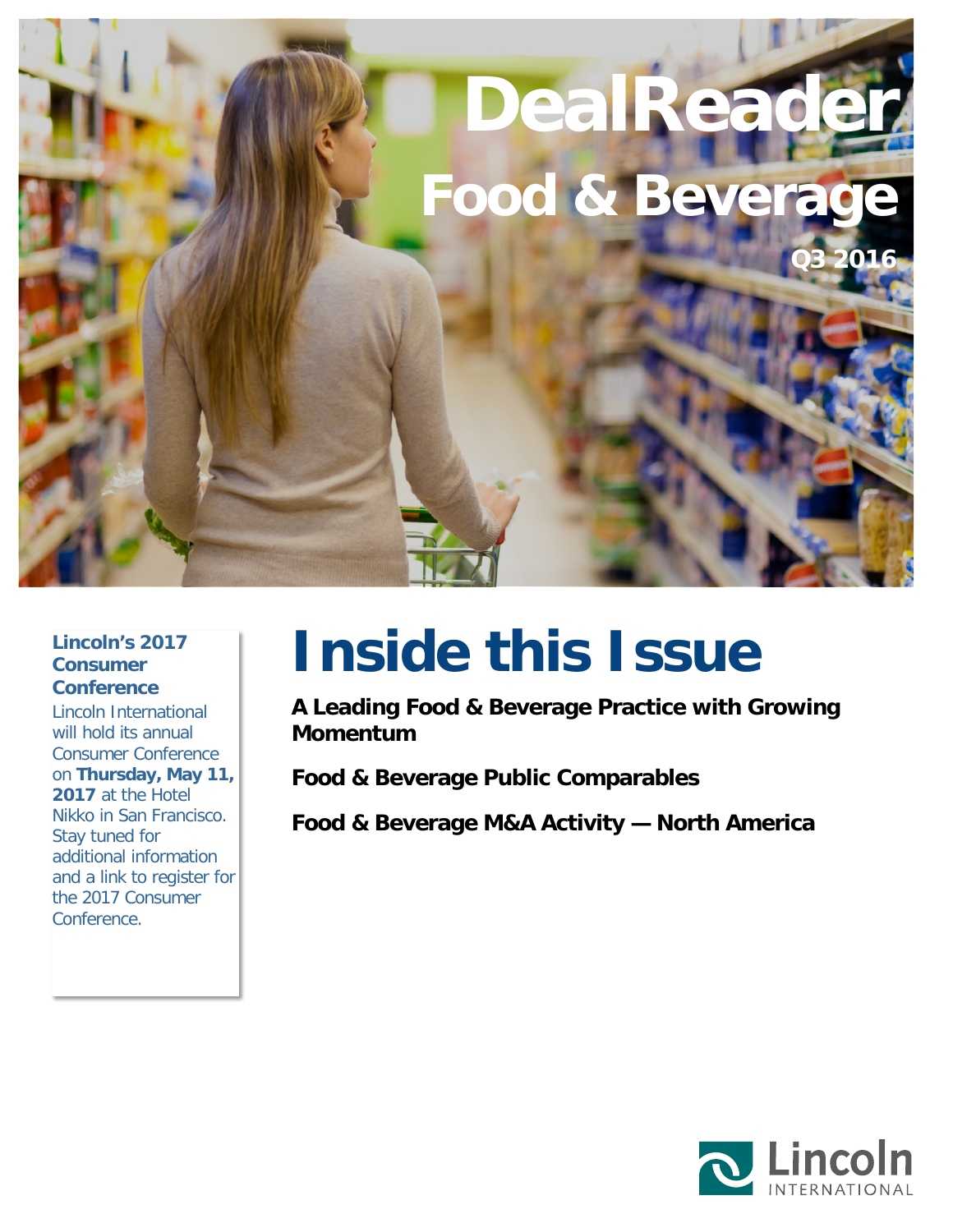# DealReader

## Food & Beverage

Q3 2016

**Lincoln's 2017 Consumer Conference**

Lincoln International will hold its annual Consumer Conference on **Thursday, May 11, 2017** at the Hotel Nikko in San Francisco. Stay tuned for additional information and a link to register for the 2017 Consumer Conference.

# Inside this Issue

**A Leading Food & Beverage Practice with Growing Momentum**

**Food & Beverage Public Comparables**

**Food & Beverage M&A Activity — North America**

Lincoln INTERNATIONAL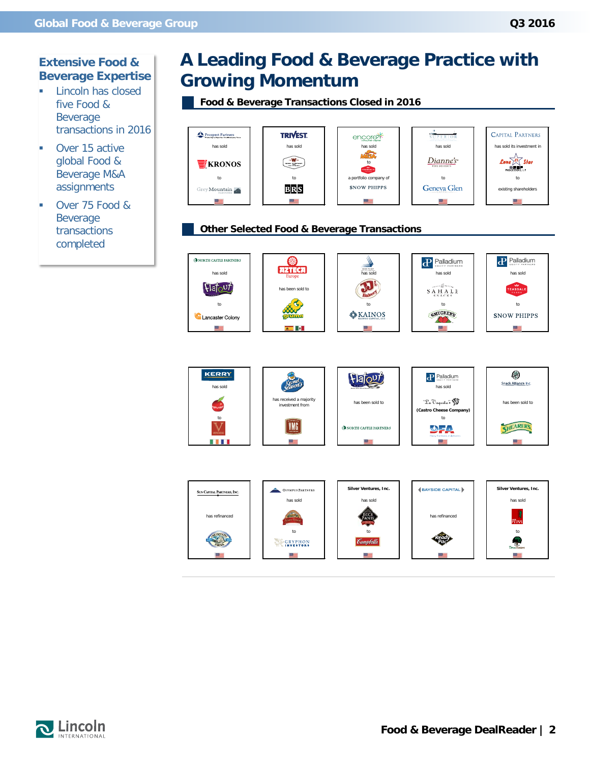## Extensive Food & Beverage Expertise

- Lincoln has closed five Food & Beverage transactions in 2016
- Over 15 active global Food & Beverage M&A assignments
- Over 75 Food & Beverage transactions completed

# A Leading Food & Beverage Practice with Growing Momentum

## Food & Beverage Transactions Closed in 2016

| | | | | |
|---|---|---|---|---|
| Prospect Partners has sold KRONOS to Grey Mountain | TRIVEST has sold W to BRS | encore consumer capital has sold Mrs. Ressler's to Teasdale, a portfolio company of SNOW PHIPPS | Superior has sold Dianne's Fine Desserts to Geneva Glen | Capital Partners has sold its investment in Lone Star Beef Processors, L.P. to existing shareholders |

## Other Selected Food & Beverage Transactions

| | | | | |
|---|---|---|---|---|
| North Castle Partners has sold Flatout to Lancaster Colony | Azteca Europe has been sold to gruma | has sold JJ's Bakery to KAINOS | Palladium Equity Partners has sold Sahale Snacks to Smucker's | Palladium Equity Partners has sold Teasdale Foods to SNOW PHIPPS |
| KERRY has sold Apfelkorn to Vergnano | Kernel Seasons has received a majority investment from VMG | Flatout has been sold to North Castle Partners | Palladium has sold La Vaquita (Castro Cheese Company) to DFA | Snack Alliance Inc. has been sold to Shearer's |
| Sun Capital Partners, Inc. has refinanced Creekstone Farms | Olympus Partners has sold to Gryphon Investors | Silver Ventures, Inc. has sold Ecce Panis to Campbell's | Bayside Capital has refinanced Ready Pac | Silver Ventures, Inc. has sold to Treehouse |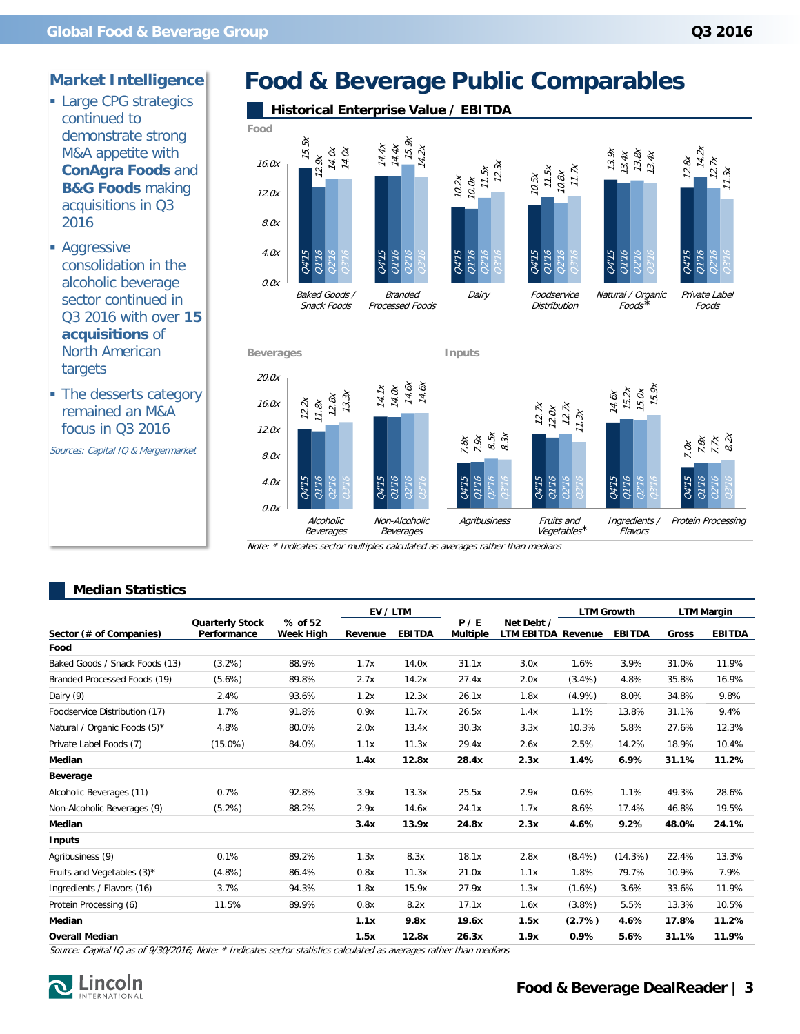## Market Intelligence

- Large CPG strategics continued to demonstrate strong M&A appetite with **ConAgra Foods** and **B&G Foods** making acquisitions in Q3 2016
- Aggressive consolidation in the alcoholic beverage sector continued in Q3 2016 with over **15 acquisitions** of North American targets
- The desserts category remained an M&A focus in Q3 2016

*Sources: Capital IQ & Mergermarket*

# Food & Beverage Public Comparables

### Historical Enterprise Value / EBITDA

**Food**

| Sector | Q4'15 | Q1'16 | Q2'16 | Q3'16 |
|---|---|---|---|---|
| Baked Goods / Snack Foods | 15.5x | 12.9x | 14.0x | 14.0x |
| Branded Processed Foods | 14.4x | 14.4x | 15.9x | 14.2x |
| Dairy | 10.2x | 10.0x | 11.5x | 12.3x |
| Foodservice Distribution | 10.5x | 11.5x | 10.8x | 11.7x |
| Natural / Organic Foods* | 13.9x | 13.4x | 13.8x | 13.4x |
| Private Label Foods | 12.8x | 14.2x | 12.7x | 11.3x |

**Beverages**

| Sector | Q4'15 | Q1'16 | Q2'16 | Q3'16 |
|---|---|---|---|---|
| Alcoholic Beverages | 12.2x | 11.8x | 12.8x | 13.3x |
| Non-Alcoholic Beverages | 14.1x | 14.0x | 14.6x | 14.6x |

**Inputs**

| Sector | Q4'15 | Q1'16 | Q2'16 | Q3'16 |
|---|---|---|---|---|
| Agribusiness | 7.8x | 7.9x | 8.5x | 8.3x |
| Fruits and Vegetables* | 12.7x | 12.0x | 12.7x | 11.3x |
| Ingredients / Flavors | 14.6x | 15.2x | 15.0x | 15.9x |
| Protein Processing | 7.0x | 7.8x | 7.7x | 8.2x |

*Note: * Indicates sector multiples calculated as averages rather than medians*

### Median Statistics

| Sector (# of Companies) | Quarterly Stock Performance | % of 52 Week High | EV / LTM | | P / E Multiple | Net Debt / LTM EBITDA | LTM Growth | | LTM Margin | |
|---|---|---|---|---|---|---|---|---|---|---|
| | | | Revenue | EBITDA | | | Revenue | EBITDA | Gross | EBITDA |
| **Food** | | | | | | | | | | |
| Baked Goods / Snack Foods (13) | (3.2%) | 88.9% | 1.7x | 14.0x | 31.1x | 3.0x | 1.6% | 3.9% | 31.0% | 11.9% |
| Branded Processed Foods (19) | (5.6%) | 89.8% | 2.7x | 14.2x | 27.4x | 2.0x | (3.4%) | 4.8% | 35.8% | 16.9% |
| Dairy (9) | 2.4% | 93.6% | 1.2x | 12.3x | 26.1x | 1.8x | (4.9%) | 8.0% | 34.8% | 9.8% |
| Foodservice Distribution (17) | 1.7% | 91.8% | 0.9x | 11.7x | 26.5x | 1.4x | 1.1% | 13.8% | 31.1% | 9.4% |
| Natural / Organic Foods (5)* | 4.8% | 80.0% | 2.0x | 13.4x | 30.3x | 3.3x | 10.3% | 5.8% | 27.6% | 12.3% |
| Private Label Foods (7) | (15.0%) | 84.0% | 1.1x | 11.3x | 29.4x | 2.6x | 2.5% | 14.2% | 18.9% | 10.4% |
| **Median** | | | **1.4x** | **12.8x** | **28.4x** | **2.3x** | **1.4%** | **6.9%** | **31.1%** | **11.2%** |
| **Beverage** | | | | | | | | | | |
| Alcoholic Beverages (11) | 0.7% | 92.8% | 3.9x | 13.3x | 25.5x | 2.9x | 0.6% | 1.1% | 49.3% | 28.6% |
| Non-Alcoholic Beverages (9) | (5.2%) | 88.2% | 2.9x | 14.6x | 24.1x | 1.7x | 8.6% | 17.4% | 46.8% | 19.5% |
| **Median** | | | **3.4x** | **13.9x** | **24.8x** | **2.3x** | **4.6%** | **9.2%** | **48.0%** | **24.1%** |
| **Inputs** | | | | | | | | | | |
| Agribusiness (9) | 0.1% | 89.2% | 1.3x | 8.3x | 18.1x | 2.8x | (8.4%) | (14.3%) | 22.4% | 13.3% |
| Fruits and Vegetables (3)* | (4.8%) | 86.4% | 0.8x | 11.3x | 21.0x | 1.1x | 1.8% | 79.7% | 10.9% | 7.9% |
| Ingredients / Flavors (16) | 3.7% | 94.3% | 1.8x | 15.9x | 27.9x | 1.3x | (1.6%) | 3.6% | 33.6% | 11.9% |
| Protein Processing (6) | 11.5% | 89.9% | 0.8x | 8.2x | 17.1x | 1.6x | (3.8%) | 5.5% | 13.3% | 10.5% |
| **Median** | | | **1.1x** | **9.8x** | **19.6x** | **1.5x** | **(2.7%)** | **4.6%** | **17.8%** | **11.2%** |
| **Overall Median** | | | **1.5x** | **12.8x** | **26.3x** | **1.9x** | **0.9%** | **5.6%** | **31.1%** | **11.9%** |

*Source: Capital IQ as of 9/30/2016; Note: * Indicates sector statistics calculated as averages rather than medians*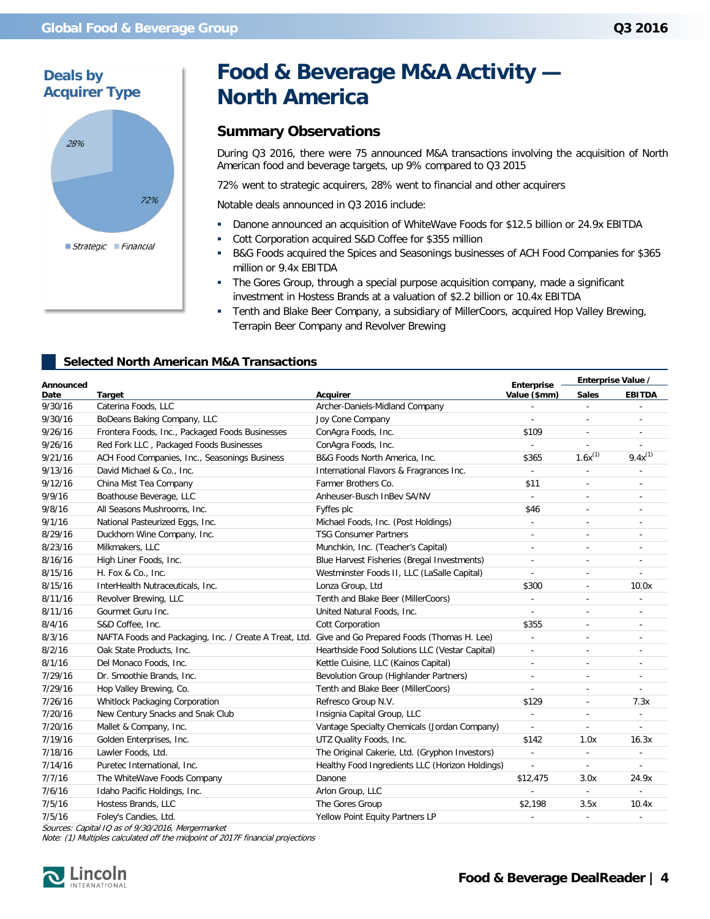## Deals by Acquirer Type

28%

72%

Strategic   Financial

# Food & Beverage M&A Activity — North America

## Summary Observations

During Q3 2016, there were 75 announced M&A transactions involving the acquisition of North American food and beverage targets, up 9% compared to Q3 2015

72% went to strategic acquirers, 28% went to financial and other acquirers

Notable deals announced in Q3 2016 include:

- Danone announced an acquisition of WhiteWave Foods for $12.5 billion or 24.9x EBITDA
- Cott Corporation acquired S&D Coffee for $355 million
- B&G Foods acquired the Spices and Seasonings businesses of ACH Food Companies for $365 million or 9.4x EBITDA
- The Gores Group, through a special purpose acquisition company, made a significant investment in Hostess Brands at a valuation of $2.2 billion or 10.4x EBITDA
- Tenth and Blake Beer Company, a subsidiary of MillerCoors, acquired Hop Valley Brewing, Terrapin Beer Company and Revolver Brewing

## Selected North American M&A Transactions

| Announced Date | Target | Acquirer | Enterprise Value ($mm) | Enterprise Value / Sales | Enterprise Value / EBITDA |
|---|---|---|---|---|---|
| 9/30/16 | Caterina Foods, LLC | Archer-Daniels-Midland Company | - | - | - |
| 9/30/16 | BoDeans Baking Company, LLC | Joy Cone Company | - | - | - |
| 9/26/16 | Frontera Foods, Inc., Packaged Foods Businesses | ConAgra Foods, Inc. | $109 | - | - |
| 9/26/16 | Red Fork LLC , Packaged Foods Businesses | ConAgra Foods, Inc. | - | - | - |
| 9/21/16 | ACH Food Companies, Inc., Seasonings Business | B&G Foods North America, Inc. | $365 | 1.6x[1] | 9.4x[1] |
| 9/13/16 | David Michael & Co., Inc. | International Flavors & Fragrances Inc. | - | - | - |
| 9/12/16 | China Mist Tea Company | Farmer Brothers Co. | $11 | - | - |
| 9/9/16 | Boathouse Beverage, LLC | Anheuser-Busch InBev SA/NV | - | - | - |
| 9/8/16 | All Seasons Mushrooms, Inc. | Fyffes plc | $46 | - | - |
| 9/1/16 | National Pasteurized Eggs, Inc. | Michael Foods, Inc. (Post Holdings) | - | - | - |
| 8/29/16 | Duckhorn Wine Company, Inc. | TSG Consumer Partners | - | - | - |
| 8/23/16 | Milkmakers, LLC | Munchkin, Inc. (Teacher's Capital) | - | - | - |
| 8/16/16 | High Liner Foods, Inc. | Blue Harvest Fisheries (Bregal Investments) | - | - | - |
| 8/15/16 | H. Fox & Co., Inc. | Westminster Foods II, LLC (LaSalle Capital) | - | - | - |
| 8/15/16 | InterHealth Nutraceuticals, Inc. | Lonza Group, Ltd | $300 | - | 10.0x |
| 8/11/16 | Revolver Brewing, LLC | Tenth and Blake Beer (MillerCoors) | - | - | - |
| 8/11/16 | Gourmet Guru Inc. | United Natural Foods, Inc. | - | - | - |
| 8/4/16 | S&D Coffee, Inc. | Cott Corporation | $355 | - | - |
| 8/3/16 | NAFTA Foods and Packaging, Inc. / Create A Treat, Ltd. | Give and Go Prepared Foods (Thomas H. Lee) | - | - | - |
| 8/2/16 | Oak State Products, Inc. | Hearthside Food Solutions LLC (Vestar Capital) | - | - | - |
| 8/1/16 | Del Monaco Foods, Inc. | Kettle Cuisine, LLC (Kainos Capital) | - | - | - |
| 7/29/16 | Dr. Smoothie Brands, Inc. | Bevolution Group (Highlander Partners) | - | - | - |
| 7/29/16 | Hop Valley Brewing, Co. | Tenth and Blake Beer (MillerCoors) | - | - | - |
| 7/26/16 | Whitlock Packaging Corporation | Refresco Group N.V. | $129 | - | 7.3x |
| 7/20/16 | New Century Snacks and Snak Club | Insignia Capital Group, LLC | - | - | - |
| 7/20/16 | Mallet & Company, Inc. | Vantage Specialty Chemicals (Jordan Company) | - | - | - |
| 7/19/16 | Golden Enterprises, Inc. | UTZ Quality Foods, Inc. | $142 | 1.0x | 16.3x |
| 7/18/16 | Lawler Foods, Ltd. | The Original Cakerie, Ltd. (Gryphon Investors) | - | - | - |
| 7/14/16 | Puretec International, Inc. | Healthy Food Ingredients LLC (Horizon Holdings) | - | - | - |
| 7/7/16 | The WhiteWave Foods Company | Danone | $12,475 | 3.0x | 24.9x |
| 7/6/16 | Idaho Pacific Holdings, Inc. | Arlon Group, LLC | - | - | - |
| 7/5/16 | Hostess Brands, LLC | The Gores Group | $2,198 | 3.5x | 10.4x |
| 7/5/16 | Foley's Candies, Ltd. | Yellow Point Equity Partners LP | - | - | - |

*Sources: Capital IQ as of 9/30/2016, Mergermarket*
*Note: (1) Multiples calculated off the midpoint of 2017F financial projections*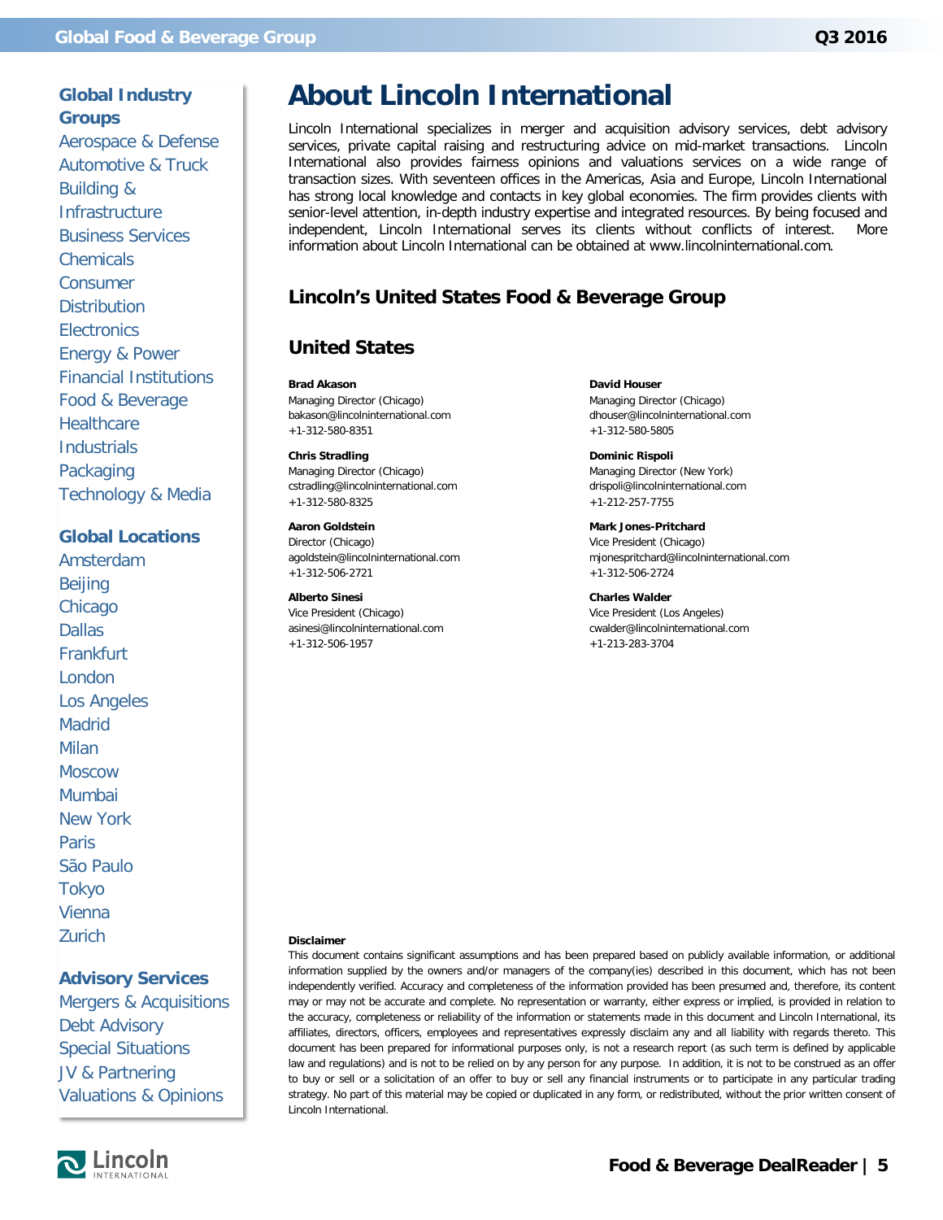# About Lincoln International

Lincoln International specializes in merger and acquisition advisory services, debt advisory services, private capital raising and restructuring advice on mid-market transactions. Lincoln International also provides fairness opinions and valuations services on a wide range of transaction sizes. With seventeen offices in the Americas, Asia and Europe, Lincoln International has strong local knowledge and contacts in key global economies. The firm provides clients with senior-level attention, in-depth industry expertise and integrated resources. By being focused and independent, Lincoln International serves its clients without conflicts of interest. More information about Lincoln International can be obtained at www.lincolninternational.com.

## Lincoln's United States Food & Beverage Group

### United States

**Brad Akason**
Managing Director (Chicago)
bakason@lincolninternational.com
+1-312-580-8351

**Chris Stradling**
Managing Director (Chicago)
cstradling@lincolninternational.com
+1-312-580-8325

**Aaron Goldstein**
Director (Chicago)
agoldstein@lincolninternational.com
+1-312-506-2721

**Alberto Sinesi**
Vice President (Chicago)
asinesi@lincolninternational.com
+1-312-506-1957

**David Houser**
Managing Director (Chicago)
dhouser@lincolninternational.com
+1-312-580-5805

**Dominic Rispoli**
Managing Director (New York)
drispoli@lincolninternational.com
+1-212-257-7755

**Mark Jones-Pritchard**
Vice President (Chicago)
mjonespritchard@lincolninternational.com
+1-312-506-2724

**Charles Walder**
Vice President (Los Angeles)
cwalder@lincolninternational.com
+1-213-283-3704

**Global Industry Groups**

Aerospace & Defense
Automotive & Truck
Building & Infrastructure
Business Services
Chemicals
Consumer
Distribution
Electronics
Energy & Power
Financial Institutions
Food & Beverage
Healthcare
Industrials
Packaging
Technology & Media

**Global Locations**

Amsterdam
Beijing
Chicago
Dallas
Frankfurt
London
Los Angeles
Madrid
Milan
Moscow
Mumbai
New York
Paris
São Paulo
Tokyo
Vienna
Zurich

**Advisory Services**

Mergers & Acquisitions
Debt Advisory
Special Situations
JV & Partnering
Valuations & Opinions

**Disclaimer**

This document contains significant assumptions and has been prepared based on publicly available information, or additional information supplied by the owners and/or managers of the company(ies) described in this document, which has not been independently verified. Accuracy and completeness of the information provided has been presumed and, therefore, its content may or may not be accurate and complete. No representation or warranty, either express or implied, is provided in relation to the accuracy, completeness or reliability of the information or statements made in this document and Lincoln International, its affiliates, directors, officers, employees and representatives expressly disclaim any and all liability with regards thereto. This document has been prepared for informational purposes only, is not a research report (as such term is defined by applicable law and regulations) and is not to be relied on by any person for any purpose. In addition, it is not to be construed as an offer to buy or sell or a solicitation of an offer to buy or sell any financial instruments or to participate in any particular trading strategy. No part of this material may be copied or duplicated in any form, or redistributed, without the prior written consent of Lincoln International.